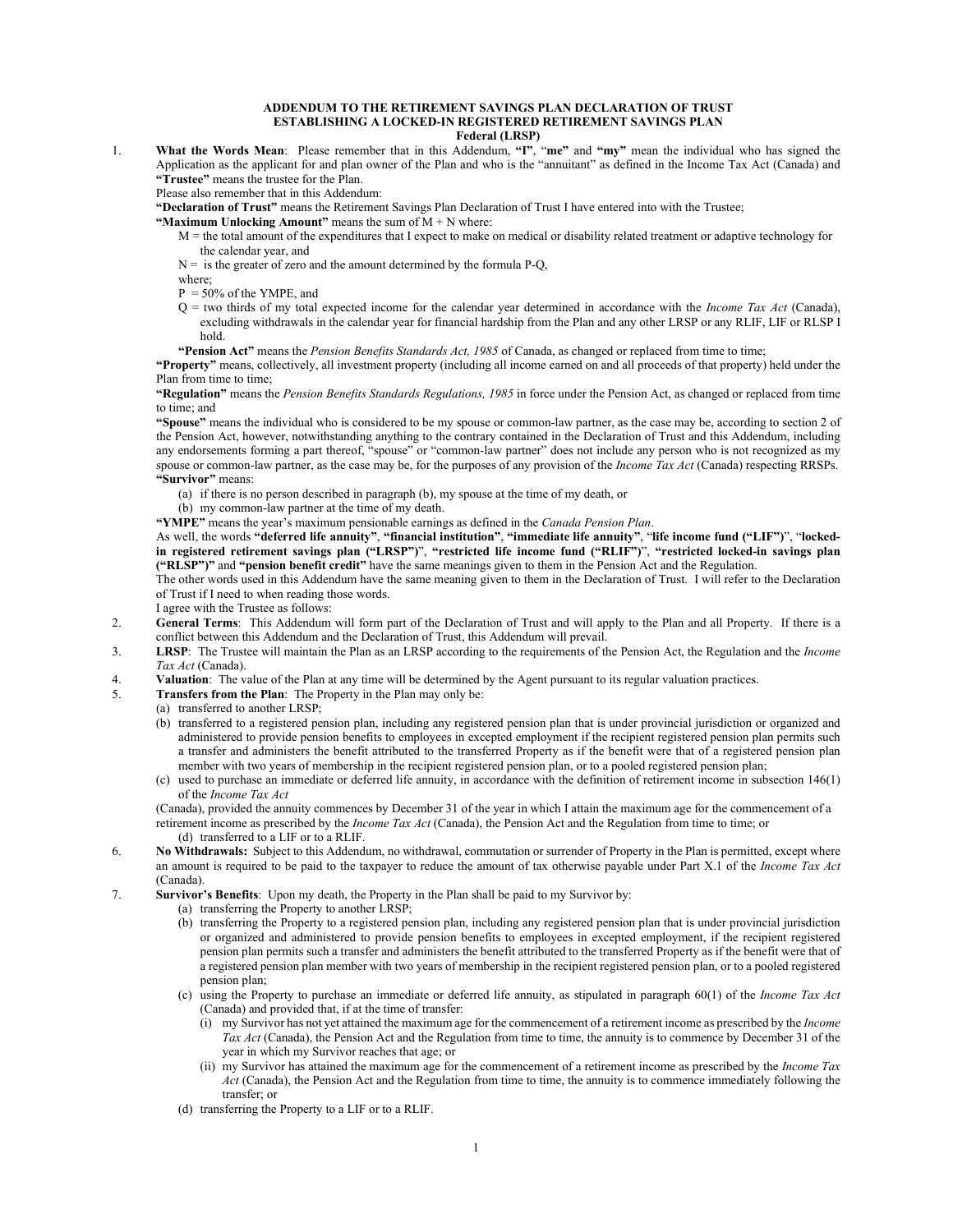# ADDENDUM TO THE RETIREMENT SAVINGS PLAN DECLARATION OF TRUST ESTABLISHING A LOCKED-IN REGISTERED RETIREMENT SAVINGS PLAN

## Federal (LRSP)

1. **What the Words Mean**: Please remember that in this Addendum, **"I"**, "**me"** and **"my"** mean the individual who has signed the Application as the applicant for and plan owner of the Plan and who is the "annuitant" as defined in the Income Tax Act (Canada) and **"Trustee"** means the trustee for the Plan.

   Please also remember that in this Addendum:

   **"Declaration of Trust"** means the Retirement Savings Plan Declaration of Trust I have entered into with the Trustee;

   **"Maximum Unlocking Amount"** means the sum of M + N where:

   M = the total amount of the expenditures that I expect to make on medical or disability related treatment or adaptive technology for the calendar year, and

   N = is the greater of zero and the amount determined by the formula P-Q,

   where;

   P = 50% of the YMPE, and

   Q = two thirds of my total expected income for the calendar year determined in accordance with the *Income Tax Act* (Canada), excluding withdrawals in the calendar year for financial hardship from the Plan and any other LRSP or any RLIF, LIF or RLSP I hold.

   **"Pension Act"** means the *Pension Benefits Standards Act, 1985* of Canada, as changed or replaced from time to time;

   **"Property"** means, collectively, all investment property (including all income earned on and all proceeds of that property) held under the Plan from time to time;

   **"Regulation"** means the *Pension Benefits Standards Regulations, 1985* in force under the Pension Act, as changed or replaced from time to time; and

   **"Spouse"** means the individual who is considered to be my spouse or common-law partner, as the case may be, according to section 2 of the Pension Act, however, notwithstanding anything to the contrary contained in the Declaration of Trust and this Addendum, including any endorsements forming a part thereof, "spouse" or "common-law partner" does not include any person who is not recognized as my spouse or common-law partner, as the case may be, for the purposes of any provision of the *Income Tax Act* (Canada) respecting RRSPs.

   **"Survivor"** means:

   (a) if there is no person described in paragraph (b), my spouse at the time of my death, or

   (b) my common-law partner at the time of my death.

   **"YMPE"** means the year's maximum pensionable earnings as defined in the *Canada Pension Plan*.

   As well, the words **"deferred life annuity"**, **"financial institution"**, **"immediate life annuity"**, "**life income fund ("LIF")**", "**locked-in registered retirement savings plan ("LRSP")**", **"restricted life income fund ("RLIF")**", **"restricted locked-in savings plan ("RLSP")"** and **"pension benefit credit"** have the same meanings given to them in the Pension Act and the Regulation.

   The other words used in this Addendum have the same meaning given to them in the Declaration of Trust. I will refer to the Declaration of Trust if I need to when reading those words.

   I agree with the Trustee as follows:

2. **General Terms**: This Addendum will form part of the Declaration of Trust and will apply to the Plan and all Property. If there is a conflict between this Addendum and the Declaration of Trust, this Addendum will prevail.

3. **LRSP**: The Trustee will maintain the Plan as an LRSP according to the requirements of the Pension Act, the Regulation and the *Income Tax Act* (Canada).

4. **Valuation**: The value of the Plan at any time will be determined by the Agent pursuant to its regular valuation practices.

5. **Transfers from the Plan**: The Property in the Plan may only be:

   (a) transferred to another LRSP;

   (b) transferred to a registered pension plan, including any registered pension plan that is under provincial jurisdiction or organized and administered to provide pension benefits to employees in excepted employment if the recipient registered pension plan permits such a transfer and administers the benefit attributed to the transferred Property as if the benefit were that of a registered pension plan member with two years of membership in the recipient registered pension plan, or to a pooled registered pension plan;

   (c) used to purchase an immediate or deferred life annuity, in accordance with the definition of retirement income in subsection 146(1) of the *Income Tax Act*

   (Canada), provided the annuity commences by December 31 of the year in which I attain the maximum age for the commencement of a retirement income as prescribed by the *Income Tax Act* (Canada), the Pension Act and the Regulation from time to time; or

   (d) transferred to a LIF or to a RLIF.

6. **No Withdrawals:** Subject to this Addendum, no withdrawal, commutation or surrender of Property in the Plan is permitted, except where an amount is required to be paid to the taxpayer to reduce the amount of tax otherwise payable under Part X.1 of the *Income Tax Act* (Canada).

7. **Survivor's Benefits**: Upon my death, the Property in the Plan shall be paid to my Survivor by:

   (a) transferring the Property to another LRSP;

   (b) transferring the Property to a registered pension plan, including any registered pension plan that is under provincial jurisdiction or organized and administered to provide pension benefits to employees in excepted employment, if the recipient registered pension plan permits such a transfer and administers the benefit attributed to the transferred Property as if the benefit were that of a registered pension plan member with two years of membership in the recipient registered pension plan, or to a pooled registered pension plan;

   (c) using the Property to purchase an immediate or deferred life annuity, as stipulated in paragraph 60(1) of the *Income Tax Act* (Canada) and provided that, if at the time of transfer:

      (i) my Survivor has not yet attained the maximum age for the commencement of a retirement income as prescribed by the *Income Tax Act* (Canada), the Pension Act and the Regulation from time to time, the annuity is to commence by December 31 of the year in which my Survivor reaches that age; or

      (ii) my Survivor has attained the maximum age for the commencement of a retirement income as prescribed by the *Income Tax Act* (Canada), the Pension Act and the Regulation from time to time, the annuity is to commence immediately following the transfer; or

   (d) transferring the Property to a LIF or to a RLIF.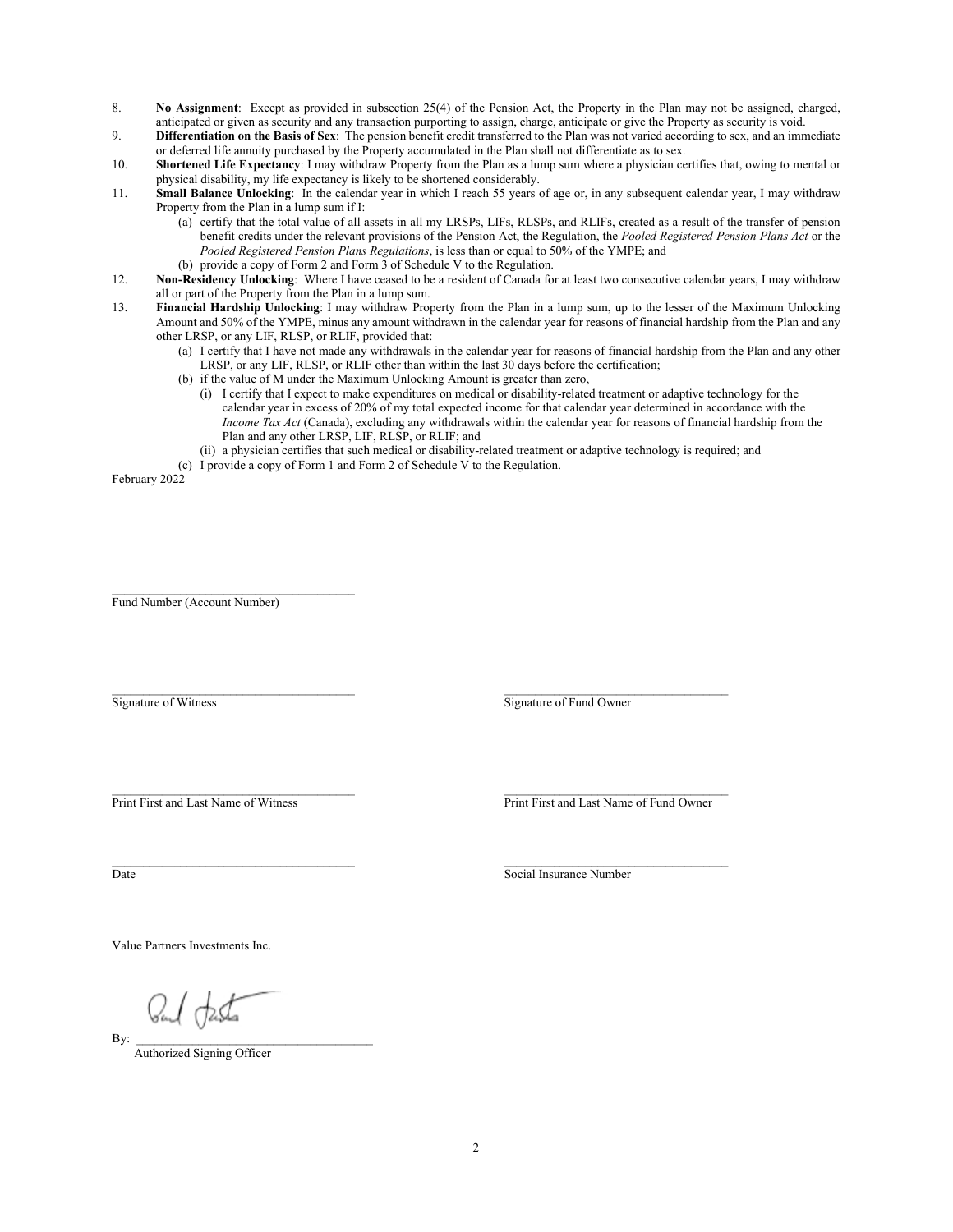8. **No Assignment**: Except as provided in subsection 25(4) of the Pension Act, the Property in the Plan may not be assigned, charged, anticipated or given as security and any transaction purporting to assign, charge, anticipate or give the Property as security is void.
9. **Differentiation on the Basis of Sex**: The pension benefit credit transferred to the Plan was not varied according to sex, and an immediate or deferred life annuity purchased by the Property accumulated in the Plan shall not differentiate as to sex.
10. **Shortened Life Expectancy**: I may withdraw Property from the Plan as a lump sum where a physician certifies that, owing to mental or physical disability, my life expectancy is likely to be shortened considerably.
11. **Small Balance Unlocking**: In the calendar year in which I reach 55 years of age or, in any subsequent calendar year, I may withdraw Property from the Plan in a lump sum if I:
    (a) certify that the total value of all assets in all my LRSPs, LIFs, RLSPs, and RLIFs, created as a result of the transfer of pension benefit credits under the relevant provisions of the Pension Act, the Regulation, the *Pooled Registered Pension Plans Act* or the *Pooled Registered Pension Plans Regulations*, is less than or equal to 50% of the YMPE; and
    (b) provide a copy of Form 2 and Form 3 of Schedule V to the Regulation.
12. **Non-Residency Unlocking**: Where I have ceased to be a resident of Canada for at least two consecutive calendar years, I may withdraw all or part of the Property from the Plan in a lump sum.
13. **Financial Hardship Unlocking**: I may withdraw Property from the Plan in a lump sum, up to the lesser of the Maximum Unlocking Amount and 50% of the YMPE, minus any amount withdrawn in the calendar year for reasons of financial hardship from the Plan and any other LRSP, or any LIF, RLSP, or RLIF, provided that:
    (a) I certify that I have not made any withdrawals in the calendar year for reasons of financial hardship from the Plan and any other LRSP, or any LIF, RLSP, or RLIF other than within the last 30 days before the certification;
    (b) if the value of M under the Maximum Unlocking Amount is greater than zero,
        (i) I certify that I expect to make expenditures on medical or disability-related treatment or adaptive technology for the calendar year in excess of 20% of my total expected income for that calendar year determined in accordance with the *Income Tax Act* (Canada), excluding any withdrawals within the calendar year for reasons of financial hardship from the Plan and any other LRSP, LIF, RLSP, or RLIF; and
        (ii) a physician certifies that such medical or disability-related treatment or adaptive technology is required; and
    (c) I provide a copy of Form 1 and Form 2 of Schedule V to the Regulation.

February 2022

\_\_\_\_\_\_\_\_\_\_\_\_\_\_\_\_\_\_\_\_\_\_\_\_\_\_\_\_\_\_\_\_\_\_\_\_
Fund Number (Account Number)

\_\_\_\_\_\_\_\_\_\_\_\_\_\_\_\_\_\_\_\_\_\_\_\_\_\_\_\_\_\_\_\_\_\_\_\_
Signature of Witness

\_\_\_\_\_\_\_\_\_\_\_\_\_\_\_\_\_\_\_\_\_\_\_\_\_\_\_\_\_\_\_\_\_\_\_\_
Signature of Fund Owner

\_\_\_\_\_\_\_\_\_\_\_\_\_\_\_\_\_\_\_\_\_\_\_\_\_\_\_\_\_\_\_\_\_\_\_\_
Print First and Last Name of Witness

\_\_\_\_\_\_\_\_\_\_\_\_\_\_\_\_\_\_\_\_\_\_\_\_\_\_\_\_\_\_\_\_\_\_\_\_
Print First and Last Name of Fund Owner

\_\_\_\_\_\_\_\_\_\_\_\_\_\_\_\_\_\_\_\_\_\_\_\_\_\_\_\_\_\_\_\_\_\_\_\_
Date

\_\_\_\_\_\_\_\_\_\_\_\_\_\_\_\_\_\_\_\_\_\_\_\_\_\_\_\_\_\_\_\_\_\_\_\_
Social Insurance Number

Value Partners Investments Inc.

By: \_\_\_\_\_\_\_\_\_\_\_\_\_\_\_\_\_\_\_\_\_\_\_\_\_\_\_\_\_\_\_\_\_\_\_\_
Authorized Signing Officer